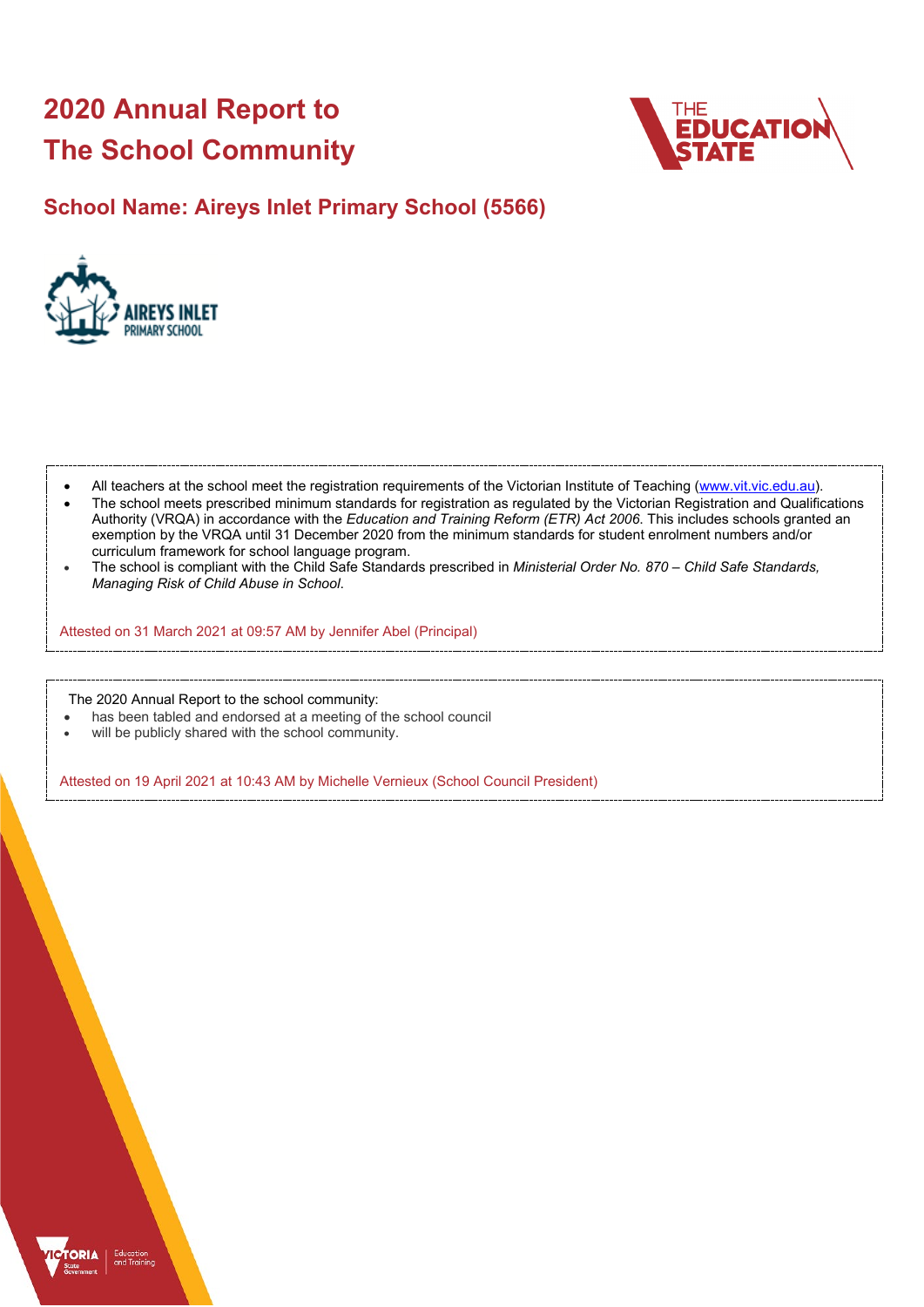# 2020 Annual Report to The School Community

## School Name: Aireys Inlet Primary School (5566)

- All teachers at the school meet the registration requirements of the Victorian Institute of Teaching (www.vit.vic.edu.au).
- The school meets prescribed minimum standards for registration as regulated by the Victorian Registration and Qualifications Authority (VRQA) in accordance with the *Education and Training Reform (ETR) Act 2006*. This includes schools granted an exemption by the VRQA until 31 December 2020 from the minimum standards for student enrolment numbers and/or curriculum framework for school language program.
- The school is compliant with the Child Safe Standards prescribed in *Ministerial Order No. 870 – Child Safe Standards, Managing Risk of Child Abuse in School*.

Attested on 31 March 2021 at 09:57 AM by Jennifer Abel (Principal)

The 2020 Annual Report to the school community:

- has been tabled and endorsed at a meeting of the school council
- will be publicly shared with the school community.

Attested on 19 April 2021 at 10:43 AM by Michelle Vernieux (School Council President)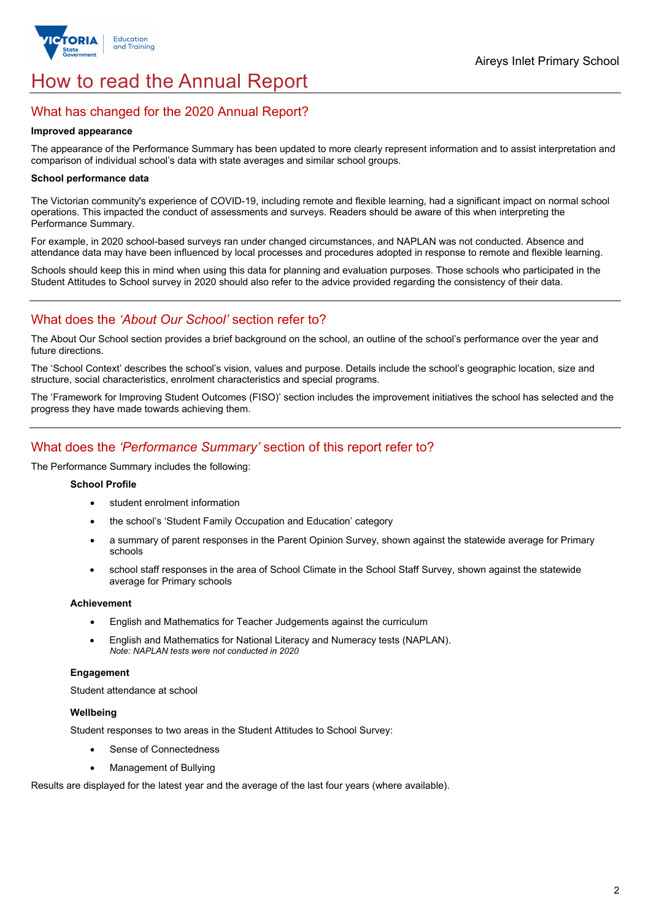# How to read the Annual Report

## What has changed for the 2020 Annual Report?

**Improved appearance**

The appearance of the Performance Summary has been updated to more clearly represent information and to assist interpretation and comparison of individual school's data with state averages and similar school groups.

**School performance data**

The Victorian community's experience of COVID-19, including remote and flexible learning, had a significant impact on normal school operations. This impacted the conduct of assessments and surveys. Readers should be aware of this when interpreting the Performance Summary.

For example, in 2020 school-based surveys ran under changed circumstances, and NAPLAN was not conducted. Absence and attendance data may have been influenced by local processes and procedures adopted in response to remote and flexible learning.

Schools should keep this in mind when using this data for planning and evaluation purposes. Those schools who participated in the Student Attitudes to School survey in 2020 should also refer to the advice provided regarding the consistency of their data.

## What does the *'About Our School'* section refer to?

The About Our School section provides a brief background on the school, an outline of the school's performance over the year and future directions.

The 'School Context' describes the school's vision, values and purpose. Details include the school's geographic location, size and structure, social characteristics, enrolment characteristics and special programs.

The 'Framework for Improving Student Outcomes (FISO)' section includes the improvement initiatives the school has selected and the progress they have made towards achieving them.

## What does the *'Performance Summary'* section of this report refer to?

The Performance Summary includes the following:

**School Profile**

- student enrolment information
- the school's 'Student Family Occupation and Education' category
- a summary of parent responses in the Parent Opinion Survey, shown against the statewide average for Primary schools
- school staff responses in the area of School Climate in the School Staff Survey, shown against the statewide average for Primary schools

**Achievement**

- English and Mathematics for Teacher Judgements against the curriculum
- English and Mathematics for National Literacy and Numeracy tests (NAPLAN).
  *Note: NAPLAN tests were not conducted in 2020*

**Engagement**

Student attendance at school

**Wellbeing**

Student responses to two areas in the Student Attitudes to School Survey:

- Sense of Connectedness
- Management of Bullying

Results are displayed for the latest year and the average of the last four years (where available).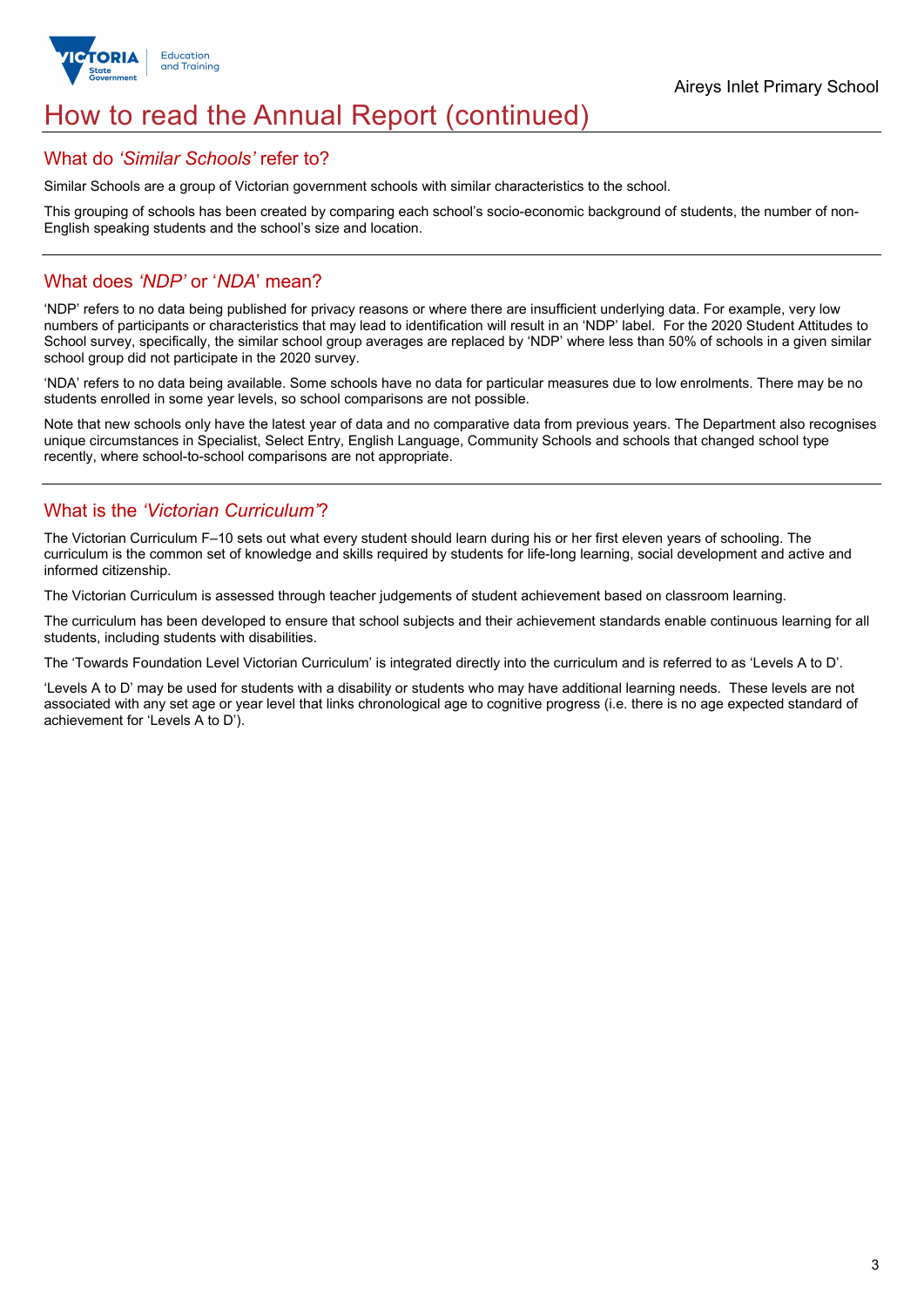# How to read the Annual Report (continued)

## What do *'Similar Schools'* refer to?

Similar Schools are a group of Victorian government schools with similar characteristics to the school.

This grouping of schools has been created by comparing each school's socio-economic background of students, the number of non-English speaking students and the school's size and location.

## What does *'NDP'* or '*NDA*' mean?

'NDP' refers to no data being published for privacy reasons or where there are insufficient underlying data. For example, very low numbers of participants or characteristics that may lead to identification will result in an 'NDP' label. For the 2020 Student Attitudes to School survey, specifically, the similar school group averages are replaced by 'NDP' where less than 50% of schools in a given similar school group did not participate in the 2020 survey.

'NDA' refers to no data being available. Some schools have no data for particular measures due to low enrolments. There may be no students enrolled in some year levels, so school comparisons are not possible.

Note that new schools only have the latest year of data and no comparative data from previous years. The Department also recognises unique circumstances in Specialist, Select Entry, English Language, Community Schools and schools that changed school type recently, where school-to-school comparisons are not appropriate.

## What is the *'Victorian Curriculum'*?

The Victorian Curriculum F–10 sets out what every student should learn during his or her first eleven years of schooling. The curriculum is the common set of knowledge and skills required by students for life-long learning, social development and active and informed citizenship.

The Victorian Curriculum is assessed through teacher judgements of student achievement based on classroom learning.

The curriculum has been developed to ensure that school subjects and their achievement standards enable continuous learning for all students, including students with disabilities.

The 'Towards Foundation Level Victorian Curriculum' is integrated directly into the curriculum and is referred to as 'Levels A to D'.

'Levels A to D' may be used for students with a disability or students who may have additional learning needs. These levels are not associated with any set age or year level that links chronological age to cognitive progress (i.e. there is no age expected standard of achievement for 'Levels A to D').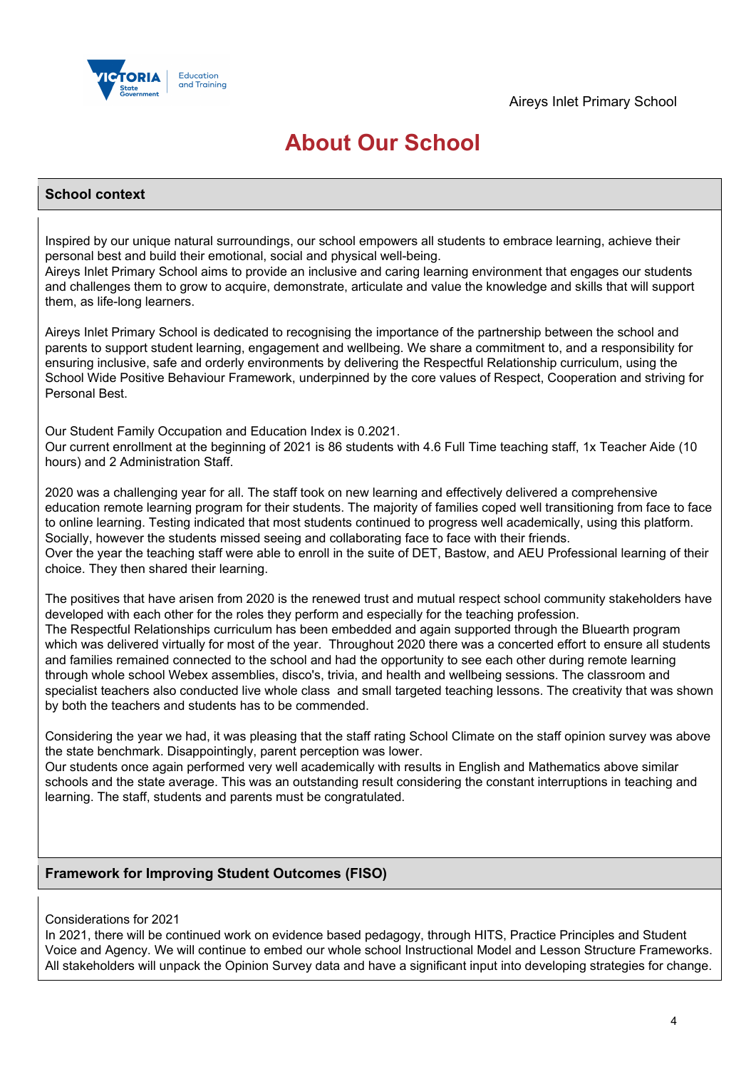# About Our School

## School context

Inspired by our unique natural surroundings, our school empowers all students to embrace learning, achieve their personal best and build their emotional, social and physical well-being.
Aireys Inlet Primary School aims to provide an inclusive and caring learning environment that engages our students and challenges them to grow to acquire, demonstrate, articulate and value the knowledge and skills that will support them, as life-long learners.

Aireys Inlet Primary School is dedicated to recognising the importance of the partnership between the school and parents to support student learning, engagement and wellbeing. We share a commitment to, and a responsibility for ensuring inclusive, safe and orderly environments by delivering the Respectful Relationship curriculum, using the School Wide Positive Behaviour Framework, underpinned by the core values of Respect, Cooperation and striving for Personal Best.

Our Student Family Occupation and Education Index is 0.2021.
Our current enrollment at the beginning of 2021 is 86 students with 4.6 Full Time teaching staff, 1x Teacher Aide (10 hours) and 2 Administration Staff.

2020 was a challenging year for all. The staff took on new learning and effectively delivered a comprehensive education remote learning program for their students. The majority of families coped well transitioning from face to face to online learning. Testing indicated that most students continued to progress well academically, using this platform. Socially, however the students missed seeing and collaborating face to face with their friends.
Over the year the teaching staff were able to enroll in the suite of DET, Bastow, and AEU Professional learning of their choice. They then shared their learning.

The positives that have arisen from 2020 is the renewed trust and mutual respect school community stakeholders have developed with each other for the roles they perform and especially for the teaching profession.
The Respectful Relationships curriculum has been embedded and again supported through the Bluearth program which was delivered virtually for most of the year. Throughout 2020 there was a concerted effort to ensure all students and families remained connected to the school and had the opportunity to see each other during remote learning through whole school Webex assemblies, disco's, trivia, and health and wellbeing sessions. The classroom and specialist teachers also conducted live whole class and small targeted teaching lessons. The creativity that was shown by both the teachers and students has to be commended.

Considering the year we had, it was pleasing that the staff rating School Climate on the staff opinion survey was above the state benchmark. Disappointingly, parent perception was lower.
Our students once again performed very well academically with results in English and Mathematics above similar schools and the state average. This was an outstanding result considering the constant interruptions in teaching and learning. The staff, students and parents must be congratulated.

## Framework for Improving Student Outcomes (FISO)

Considerations for 2021
In 2021, there will be continued work on evidence based pedagogy, through HITS, Practice Principles and Student Voice and Agency. We will continue to embed our whole school Instructional Model and Lesson Structure Frameworks. All stakeholders will unpack the Opinion Survey data and have a significant input into developing strategies for change.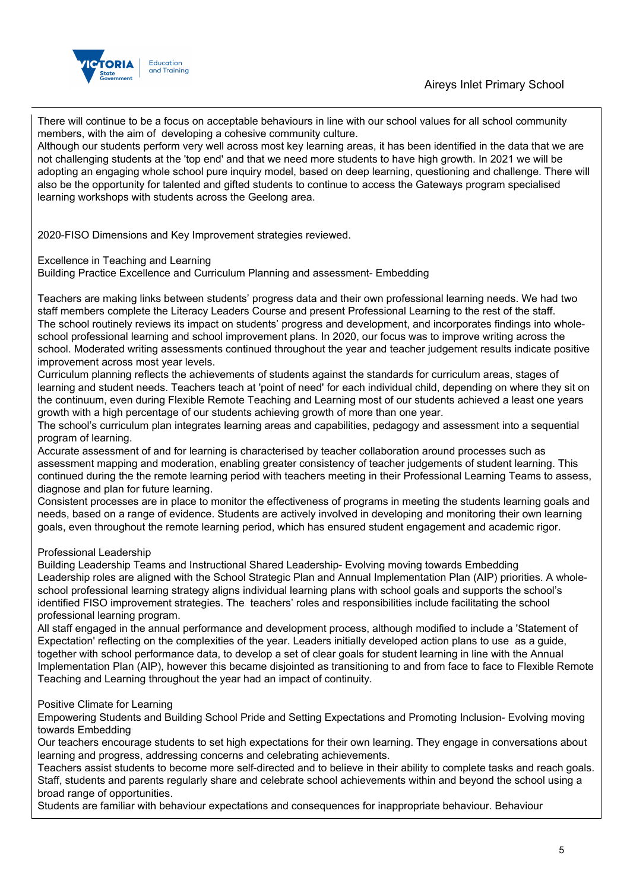There will continue to be a focus on acceptable behaviours in line with our school values for all school community members, with the aim of developing a cohesive community culture.
Although our students perform very well across most key learning areas, it has been identified in the data that we are not challenging students at the 'top end' and that we need more students to have high growth. In 2021 we will be adopting an engaging whole school pure inquiry model, based on deep learning, questioning and challenge. There will also be the opportunity for talented and gifted students to continue to access the Gateways program specialised learning workshops with students across the Geelong area.

2020-FISO Dimensions and Key Improvement strategies reviewed.

Excellence in Teaching and Learning
Building Practice Excellence and Curriculum Planning and assessment- Embedding

Teachers are making links between students' progress data and their own professional learning needs. We had two staff members complete the Literacy Leaders Course and present Professional Learning to the rest of the staff.
The school routinely reviews its impact on students' progress and development, and incorporates findings into whole-school professional learning and school improvement plans. In 2020, our focus was to improve writing across the school. Moderated writing assessments continued throughout the year and teacher judgement results indicate positive improvement across most year levels.
Curriculum planning reflects the achievements of students against the standards for curriculum areas, stages of learning and student needs. Teachers teach at 'point of need' for each individual child, depending on where they sit on the continuum, even during Flexible Remote Teaching and Learning most of our students achieved a least one years growth with a high percentage of our students achieving growth of more than one year.
The school's curriculum plan integrates learning areas and capabilities, pedagogy and assessment into a sequential program of learning.
Accurate assessment of and for learning is characterised by teacher collaboration around processes such as assessment mapping and moderation, enabling greater consistency of teacher judgements of student learning. This continued during the the remote learning period with teachers meeting in their Professional Learning Teams to assess, diagnose and plan for future learning.
Consistent processes are in place to monitor the effectiveness of programs in meeting the students learning goals and needs, based on a range of evidence. Students are actively involved in developing and monitoring their own learning goals, even throughout the remote learning period, which has ensured student engagement and academic rigor.

Professional Leadership
Building Leadership Teams and Instructional Shared Leadership- Evolving moving towards Embedding
Leadership roles are aligned with the School Strategic Plan and Annual Implementation Plan (AIP) priorities. A whole-school professional learning strategy aligns individual learning plans with school goals and supports the school's identified FISO improvement strategies. The teachers' roles and responsibilities include facilitating the school professional learning program.
All staff engaged in the annual performance and development process, although modified to include a 'Statement of Expectation' reflecting on the complexities of the year. Leaders initially developed action plans to use as a guide, together with school performance data, to develop a set of clear goals for student learning in line with the Annual Implementation Plan (AIP), however this became disjointed as transitioning to and from face to face to Flexible Remote Teaching and Learning throughout the year had an impact of continuity.

Positive Climate for Learning
Empowering Students and Building School Pride and Setting Expectations and Promoting Inclusion- Evolving moving towards Embedding
Our teachers encourage students to set high expectations for their own learning. They engage in conversations about learning and progress, addressing concerns and celebrating achievements.
Teachers assist students to become more self-directed and to believe in their ability to complete tasks and reach goals.
Staff, students and parents regularly share and celebrate school achievements within and beyond the school using a broad range of opportunities.
Students are familiar with behaviour expectations and consequences for inappropriate behaviour. Behaviour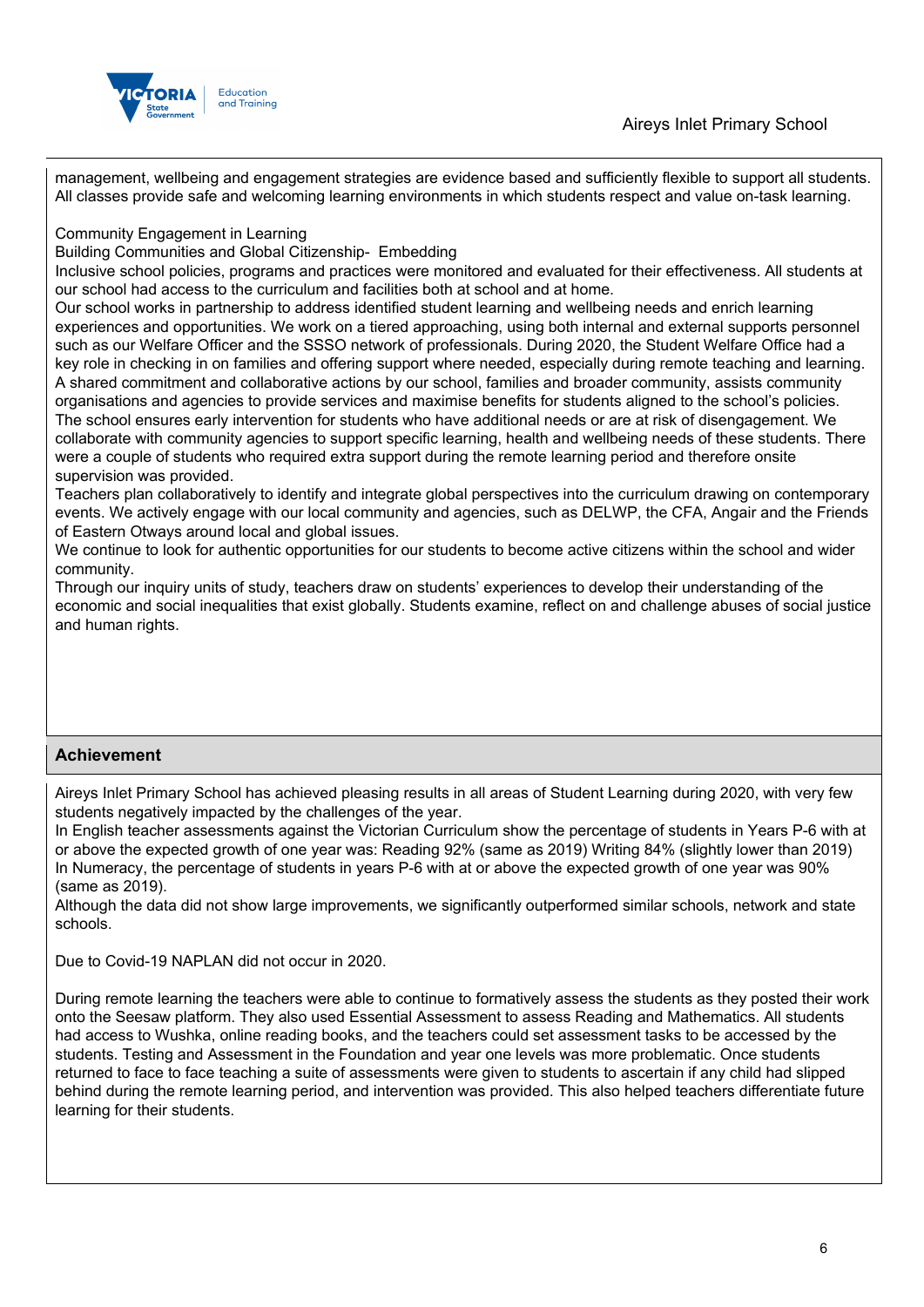management, wellbeing and engagement strategies are evidence based and sufficiently flexible to support all students. All classes provide safe and welcoming learning environments in which students respect and value on-task learning.

Community Engagement in Learning
Building Communities and Global Citizenship- Embedding
Inclusive school policies, programs and practices were monitored and evaluated for their effectiveness. All students at our school had access to the curriculum and facilities both at school and at home.
Our school works in partnership to address identified student learning and wellbeing needs and enrich learning experiences and opportunities. We work on a tiered approaching, using both internal and external supports personnel such as our Welfare Officer and the SSSO network of professionals. During 2020, the Student Welfare Office had a key role in checking in on families and offering support where needed, especially during remote teaching and learning.
A shared commitment and collaborative actions by our school, families and broader community, assists community organisations and agencies to provide services and maximise benefits for students aligned to the school's policies.
The school ensures early intervention for students who have additional needs or are at risk of disengagement. We collaborate with community agencies to support specific learning, health and wellbeing needs of these students. There were a couple of students who required extra support during the remote learning period and therefore onsite supervision was provided.
Teachers plan collaboratively to identify and integrate global perspectives into the curriculum drawing on contemporary events. We actively engage with our local community and agencies, such as DELWP, the CFA, Angair and the Friends of Eastern Otways around local and global issues.
We continue to look for authentic opportunities for our students to become active citizens within the school and wider community.
Through our inquiry units of study, teachers draw on students' experiences to develop their understanding of the economic and social inequalities that exist globally. Students examine, reflect on and challenge abuses of social justice and human rights.

## Achievement

Aireys Inlet Primary School has achieved pleasing results in all areas of Student Learning during 2020, with very few students negatively impacted by the challenges of the year.
In English teacher assessments against the Victorian Curriculum show the percentage of students in Years P-6 with at or above the expected growth of one year was: Reading 92% (same as 2019) Writing 84% (slightly lower than 2019)
In Numeracy, the percentage of students in years P-6 with at or above the expected growth of one year was 90% (same as 2019).
Although the data did not show large improvements, we significantly outperformed similar schools, network and state schools.

Due to Covid-19 NAPLAN did not occur in 2020.

During remote learning the teachers were able to continue to formatively assess the students as they posted their work onto the Seesaw platform. They also used Essential Assessment to assess Reading and Mathematics. All students had access to Wushka, online reading books, and the teachers could set assessment tasks to be accessed by the students. Testing and Assessment in the Foundation and year one levels was more problematic. Once students returned to face to face teaching a suite of assessments were given to students to ascertain if any child had slipped behind during the remote learning period, and intervention was provided. This also helped teachers differentiate future learning for their students.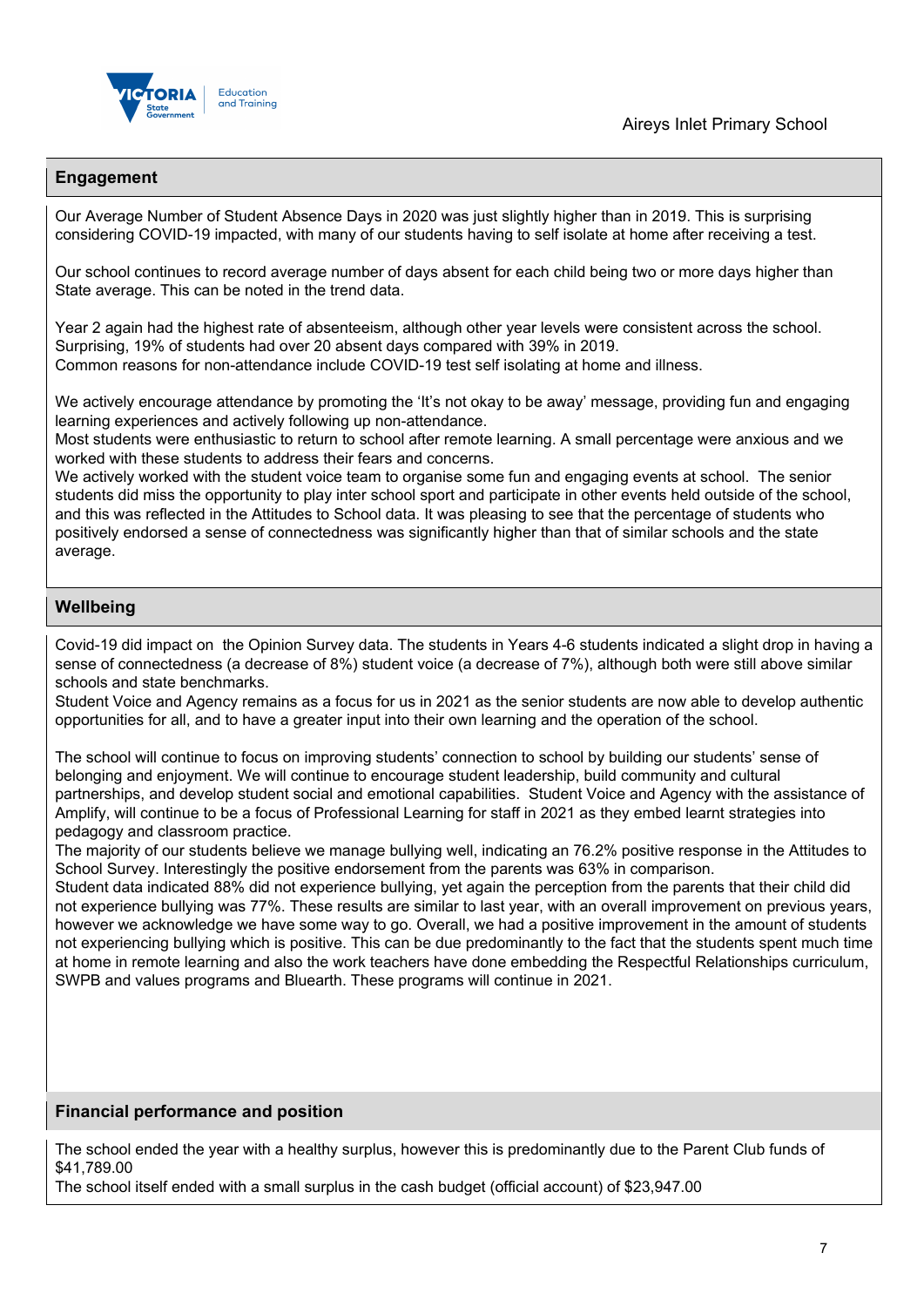## Engagement

Our Average Number of Student Absence Days in 2020 was just slightly higher than in 2019. This is surprising considering COVID-19 impacted, with many of our students having to self isolate at home after receiving a test.

Our school continues to record average number of days absent for each child being two or more days higher than State average. This can be noted in the trend data.

Year 2 again had the highest rate of absenteeism, although other year levels were consistent across the school. Surprising, 19% of students had over 20 absent days compared with 39% in 2019.
Common reasons for non-attendance include COVID-19 test self isolating at home and illness.

We actively encourage attendance by promoting the 'It's not okay to be away' message, providing fun and engaging learning experiences and actively following up non-attendance.
Most students were enthusiastic to return to school after remote learning. A small percentage were anxious and we worked with these students to address their fears and concerns.
We actively worked with the student voice team to organise some fun and engaging events at school. The senior students did miss the opportunity to play inter school sport and participate in other events held outside of the school, and this was reflected in the Attitudes to School data. It was pleasing to see that the percentage of students who positively endorsed a sense of connectedness was significantly higher than that of similar schools and the state average.

## Wellbeing

Covid-19 did impact on the Opinion Survey data. The students in Years 4-6 students indicated a slight drop in having a sense of connectedness (a decrease of 8%) student voice (a decrease of 7%), although both were still above similar schools and state benchmarks.
Student Voice and Agency remains as a focus for us in 2021 as the senior students are now able to develop authentic opportunities for all, and to have a greater input into their own learning and the operation of the school.

The school will continue to focus on improving students' connection to school by building our students' sense of belonging and enjoyment. We will continue to encourage student leadership, build community and cultural partnerships, and develop student social and emotional capabilities. Student Voice and Agency with the assistance of Amplify, will continue to be a focus of Professional Learning for staff in 2021 as they embed learnt strategies into pedagogy and classroom practice.
The majority of our students believe we manage bullying well, indicating an 76.2% positive response in the Attitudes to School Survey. Interestingly the positive endorsement from the parents was 63% in comparison.
Student data indicated 88% did not experience bullying, yet again the perception from the parents that their child did not experience bullying was 77%. These results are similar to last year, with an overall improvement on previous years, however we acknowledge we have some way to go. Overall, we had a positive improvement in the amount of students not experiencing bullying which is positive. This can be due predominantly to the fact that the students spent much time at home in remote learning and also the work teachers have done embedding the Respectful Relationships curriculum, SWPB and values programs and Bluearth. These programs will continue in 2021.

## Financial performance and position

The school ended the year with a healthy surplus, however this is predominantly due to the Parent Club funds of $41,789.00
The school itself ended with a small surplus in the cash budget (official account) of $23,947.00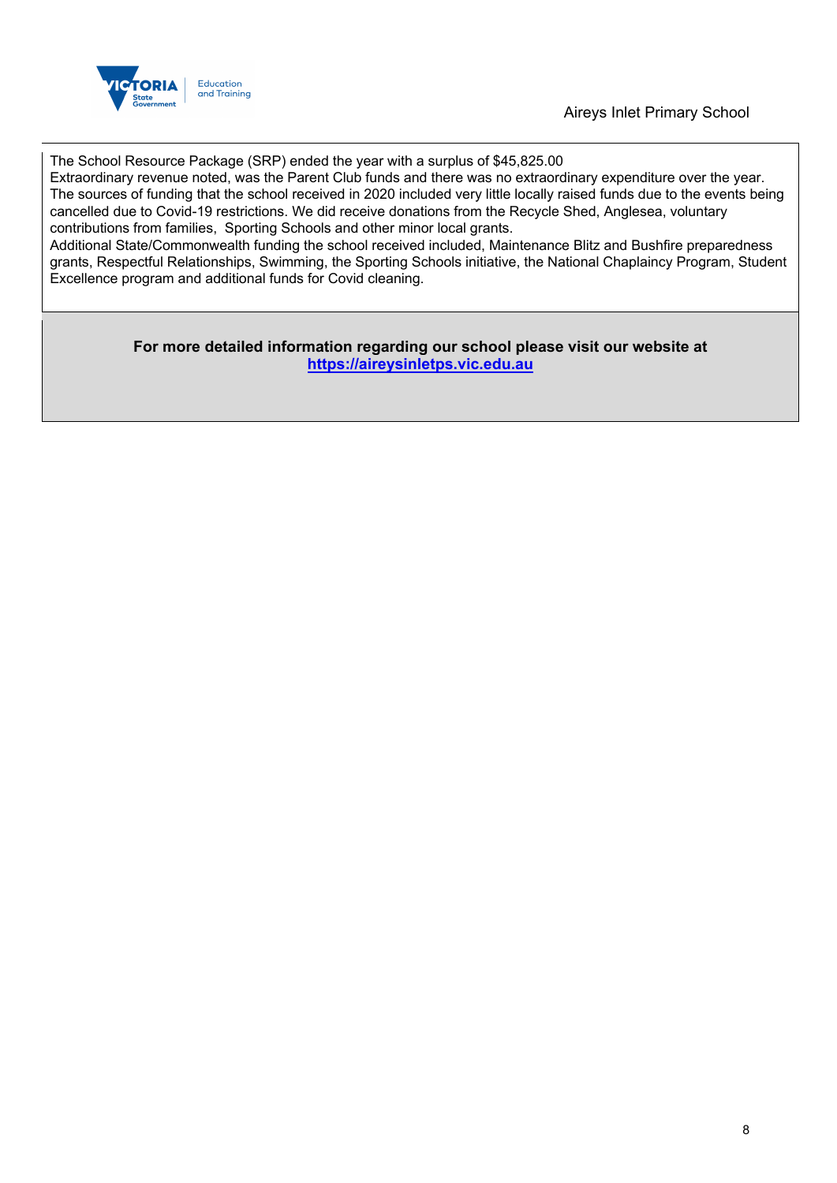The School Resource Package (SRP) ended the year with a surplus of $45,825.00
Extraordinary revenue noted, was the Parent Club funds and there was no extraordinary expenditure over the year.
The sources of funding that the school received in 2020 included very little locally raised funds due to the events being cancelled due to Covid-19 restrictions. We did receive donations from the Recycle Shed, Anglesea, voluntary contributions from families, Sporting Schools and other minor local grants.
Additional State/Commonwealth funding the school received included, Maintenance Blitz and Bushfire preparedness grants, Respectful Relationships, Swimming, the Sporting Schools initiative, the National Chaplaincy Program, Student Excellence program and additional funds for Covid cleaning.

**For more detailed information regarding our school please visit our website at [https://aireysinletps.vic.edu.au](https://aireysinletps.vic.edu.au)**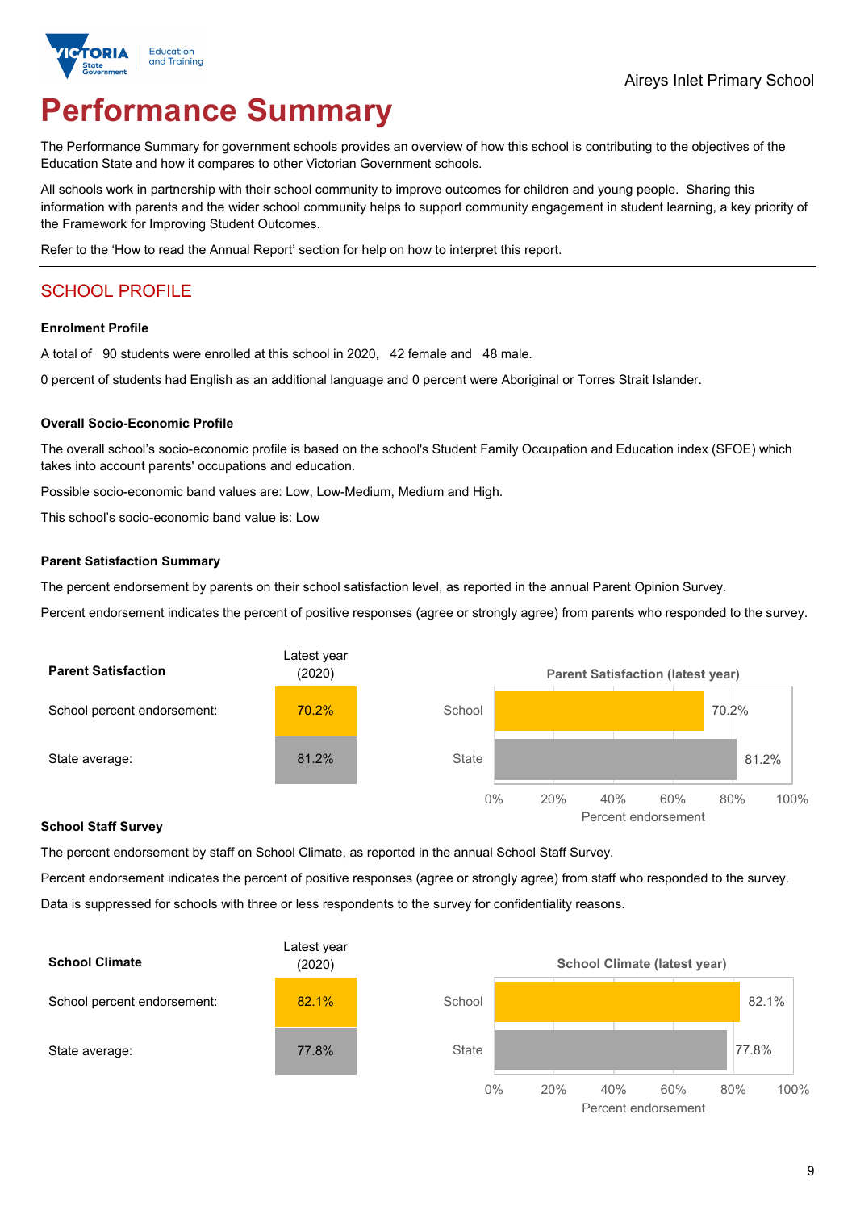Aireys Inlet Primary School

# Performance Summary

The Performance Summary for government schools provides an overview of how this school is contributing to the objectives of the Education State and how it compares to other Victorian Government schools.

All schools work in partnership with their school community to improve outcomes for children and young people. Sharing this information with parents and the wider school community helps to support community engagement in student learning, a key priority of the Framework for Improving Student Outcomes.

Refer to the 'How to read the Annual Report' section for help on how to interpret this report.

## SCHOOL PROFILE

### Enrolment Profile

A total of 90 students were enrolled at this school in 2020, 42 female and 48 male.

0 percent of students had English as an additional language and 0 percent were Aboriginal or Torres Strait Islander.

### Overall Socio-Economic Profile

The overall school's socio-economic profile is based on the school's Student Family Occupation and Education index (SFOE) which takes into account parents' occupations and education.

Possible socio-economic band values are: Low, Low-Medium, Medium and High.

This school's socio-economic band value is: Low

### Parent Satisfaction Summary

The percent endorsement by parents on their school satisfaction level, as reported in the annual Parent Opinion Survey.

Percent endorsement indicates the percent of positive responses (agree or strongly agree) from parents who responded to the survey.

| Parent Satisfaction | Latest year (2020) |
|---|---|
| School percent endorsement: | 70.2% |
| State average: | 81.2% |

Parent Satisfaction (latest year)

| | Percent endorsement |
|---|---|
| School | 70.2% |
| State | 81.2% |

### School Staff Survey

The percent endorsement by staff on School Climate, as reported in the annual School Staff Survey.

Percent endorsement indicates the percent of positive responses (agree or strongly agree) from staff who responded to the survey.

Data is suppressed for schools with three or less respondents to the survey for confidentiality reasons.

| School Climate | Latest year (2020) |
|---|---|
| School percent endorsement: | 82.1% |
| State average: | 77.8% |

School Climate (latest year)

| | Percent endorsement |
|---|---|
| School | 82.1% |
| State | 77.8% |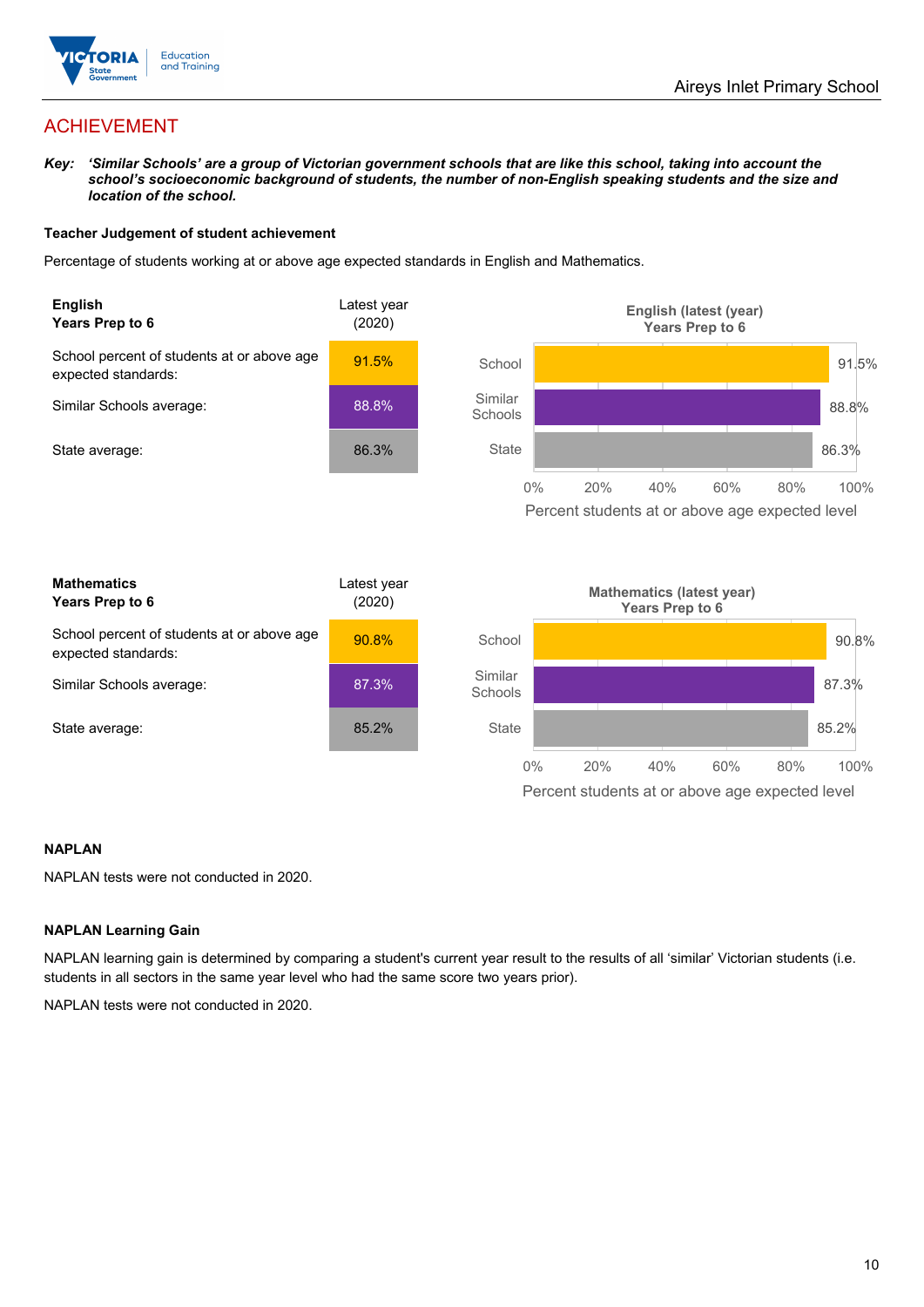# ACHIEVEMENT

***Key:** 'Similar Schools' are a group of Victorian government schools that are like this school, taking into account the school's socioeconomic background of students, the number of non-English speaking students and the size and location of the school.*

**Teacher Judgement of student achievement**

Percentage of students working at or above age expected standards in English and Mathematics.

| **English** **Years Prep to 6** | Latest year (2020) |
|---|---|
| School percent of students at or above age expected standards: | 91.5% |
| Similar Schools average: | 88.8% |
| State average: | 86.3% |

| **Mathematics** **Years Prep to 6** | Latest year (2020) |
|---|---|
| School percent of students at or above age expected standards: | 90.8% |
| Similar Schools average: | 87.3% |
| State average: | 85.2% |

**NAPLAN**

NAPLAN tests were not conducted in 2020.

**NAPLAN Learning Gain**

NAPLAN learning gain is determined by comparing a student's current year result to the results of all 'similar' Victorian students (i.e. students in all sectors in the same year level who had the same score two years prior).

NAPLAN tests were not conducted in 2020.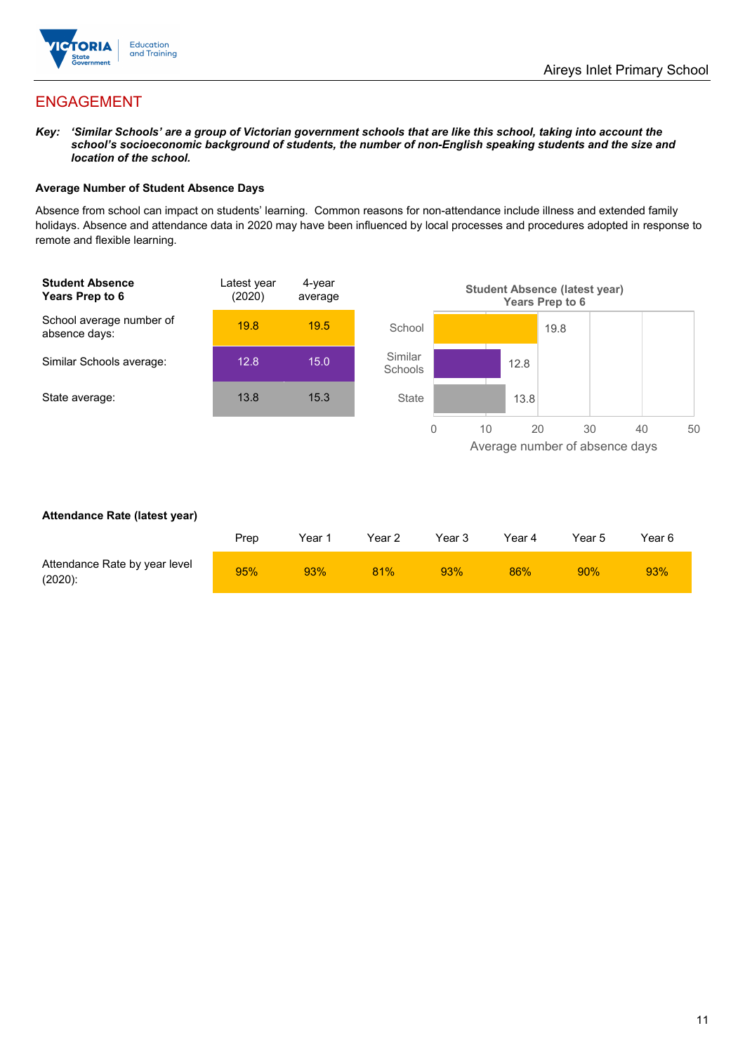## ENGAGEMENT

***Key:*** ***'Similar Schools' are a group of Victorian government schools that are like this school, taking into account the school's socioeconomic background of students, the number of non-English speaking students and the size and location of the school.***

**Average Number of Student Absence Days**

Absence from school can impact on students' learning. Common reasons for non-attendance include illness and extended family holidays. Absence and attendance data in 2020 may have been influenced by local processes and procedures adopted in response to remote and flexible learning.

| **Student Absence Years Prep to 6** | Latest year (2020) | 4-year average |
|---|---|---|
| School average number of absence days: | 19.8 | 19.5 |
| Similar Schools average: | 12.8 | 15.0 |
| State average: | 13.8 | 15.3 |

**Student Absence (latest year) Years Prep to 6**

| | Average number of absence days |
|---|---|
| School | 19.8 |
| Similar Schools | 12.8 |
| State | 13.8 |

**Attendance Rate (latest year)**

| | Prep | Year 1 | Year 2 | Year 3 | Year 4 | Year 5 | Year 6 |
|---|---|---|---|---|---|---|---|
| Attendance Rate by year level (2020): | 95% | 93% | 81% | 93% | 86% | 90% | 93% |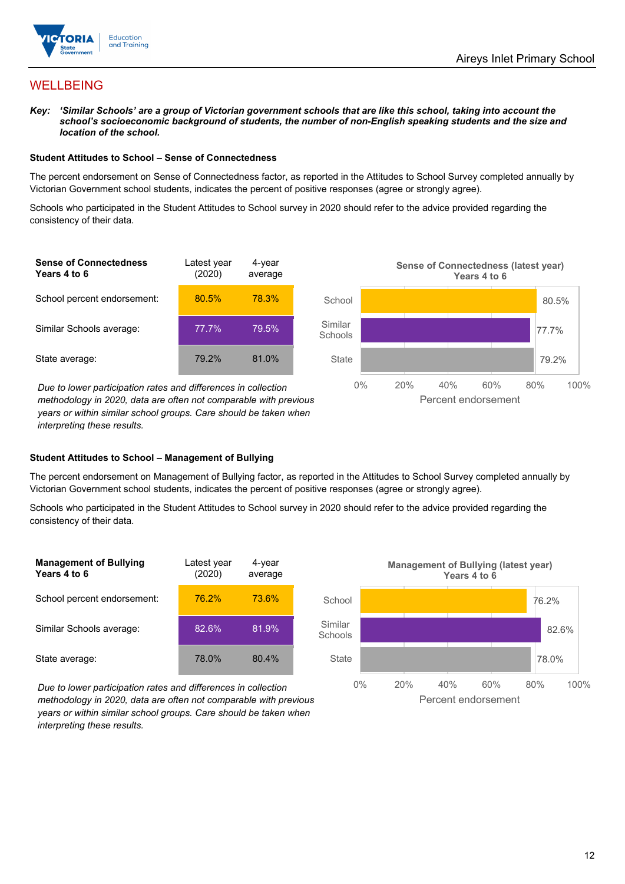## WELLBEING

***Key:*** ***'Similar Schools' are a group of Victorian government schools that are like this school, taking into account the school's socioeconomic background of students, the number of non-English speaking students and the size and location of the school.***

### Student Attitudes to School – Sense of Connectedness

The percent endorsement on Sense of Connectedness factor, as reported in the Attitudes to School Survey completed annually by Victorian Government school students, indicates the percent of positive responses (agree or strongly agree).

Schools who participated in the Student Attitudes to School survey in 2020 should refer to the advice provided regarding the consistency of their data.

| Sense of Connectedness Years 4 to 6 | Latest year (2020) | 4-year average |
|---|---|---|
| School percent endorsement: | 80.5% | 78.3% |
| Similar Schools average: | 77.7% | 79.5% |
| State average: | 79.2% | 81.0% |

*Due to lower participation rates and differences in collection methodology in 2020, data are often not comparable with previous years or within similar school groups. Care should be taken when interpreting these results.*

**Sense of Connectedness (latest year) Years 4 to 6**

| | Percent endorsement |
|---|---|
| School | 80.5% |
| Similar Schools | 77.7% |
| State | 79.2% |

### Student Attitudes to School – Management of Bullying

The percent endorsement on Management of Bullying factor, as reported in the Attitudes to School Survey completed annually by Victorian Government school students, indicates the percent of positive responses (agree or strongly agree).

Schools who participated in the Student Attitudes to School survey in 2020 should refer to the advice provided regarding the consistency of their data.

| Management of Bullying Years 4 to 6 | Latest year (2020) | 4-year average |
|---|---|---|
| School percent endorsement: | 76.2% | 73.6% |
| Similar Schools average: | 82.6% | 81.9% |
| State average: | 78.0% | 80.4% |

*Due to lower participation rates and differences in collection methodology in 2020, data are often not comparable with previous years or within similar school groups. Care should be taken when interpreting these results.*

**Management of Bullying (latest year) Years 4 to 6**

| | Percent endorsement |
|---|---|
| School | 76.2% |
| Similar Schools | 82.6% |
| State | 78.0% |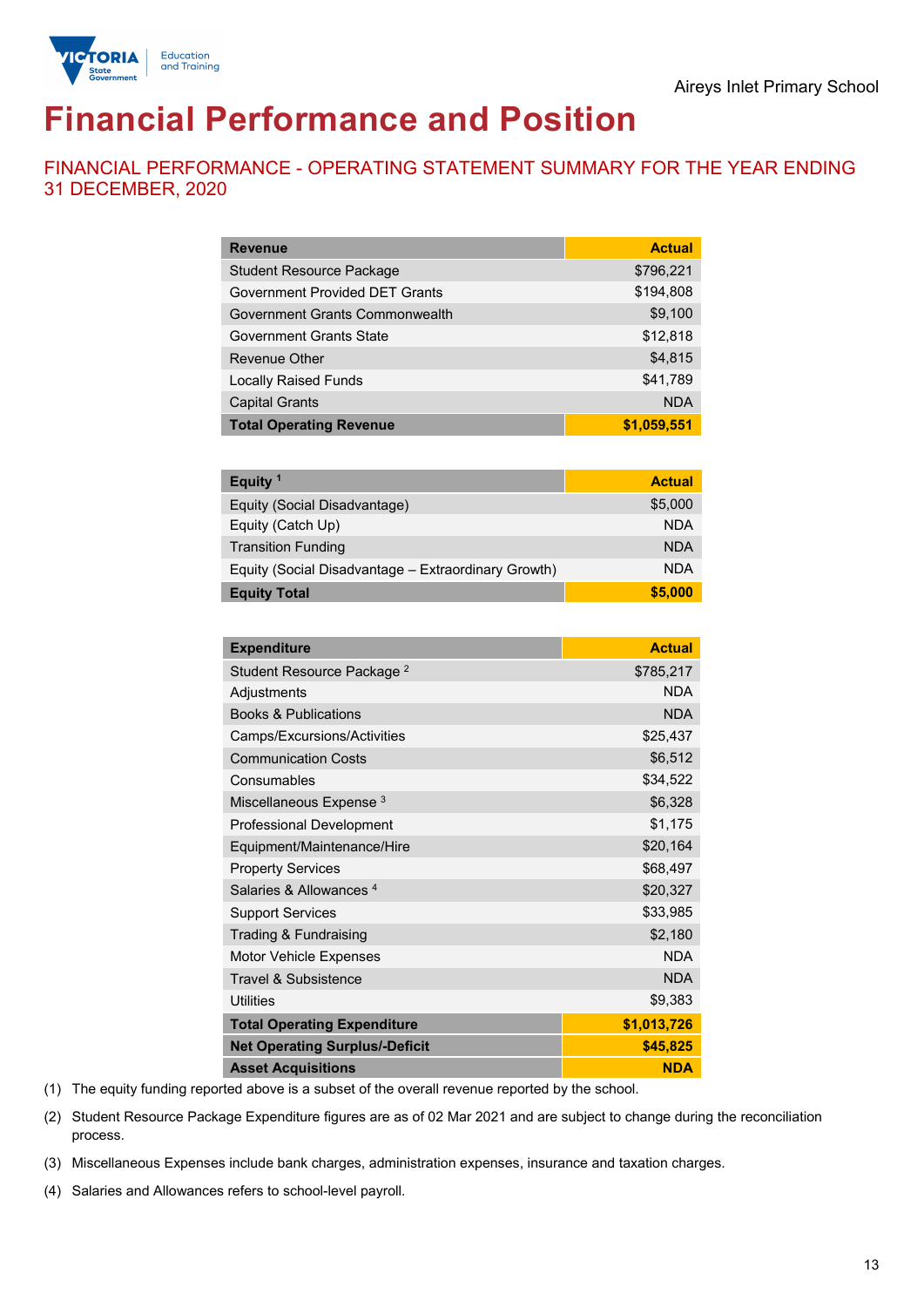Aireys Inlet Primary School

# Financial Performance and Position

## FINANCIAL PERFORMANCE - OPERATING STATEMENT SUMMARY FOR THE YEAR ENDING 31 DECEMBER, 2020

| Revenue | Actual |
|---|---|
| Student Resource Package | $796,221 |
| Government Provided DET Grants | $194,808 |
| Government Grants Commonwealth | $9,100 |
| Government Grants State | $12,818 |
| Revenue Other | $4,815 |
| Locally Raised Funds | $41,789 |
| Capital Grants | NDA |
| **Total Operating Revenue** | **$1,059,551** |

| Equity [1] | Actual |
|---|---|
| Equity (Social Disadvantage) | $5,000 |
| Equity (Catch Up) | NDA |
| Transition Funding | NDA |
| Equity (Social Disadvantage – Extraordinary Growth) | NDA |
| **Equity Total** | **$5,000** |

| Expenditure | Actual |
|---|---|
| Student Resource Package [2] | $785,217 |
| Adjustments | NDA |
| Books & Publications | NDA |
| Camps/Excursions/Activities | $25,437 |
| Communication Costs | $6,512 |
| Consumables | $34,522 |
| Miscellaneous Expense [3] | $6,328 |
| Professional Development | $1,175 |
| Equipment/Maintenance/Hire | $20,164 |
| Property Services | $68,497 |
| Salaries & Allowances [4] | $20,327 |
| Support Services | $33,985 |
| Trading & Fundraising | $2,180 |
| Motor Vehicle Expenses | NDA |
| Travel & Subsistence | NDA |
| Utilities | $9,383 |
| **Total Operating Expenditure** | **$1,013,726** |
| **Net Operating Surplus/-Deficit** | **$45,825** |
| **Asset Acquisitions** | **NDA** |

(1) The equity funding reported above is a subset of the overall revenue reported by the school.

(2) Student Resource Package Expenditure figures are as of 02 Mar 2021 and are subject to change during the reconciliation process.

(3) Miscellaneous Expenses include bank charges, administration expenses, insurance and taxation charges.

(4) Salaries and Allowances refers to school-level payroll.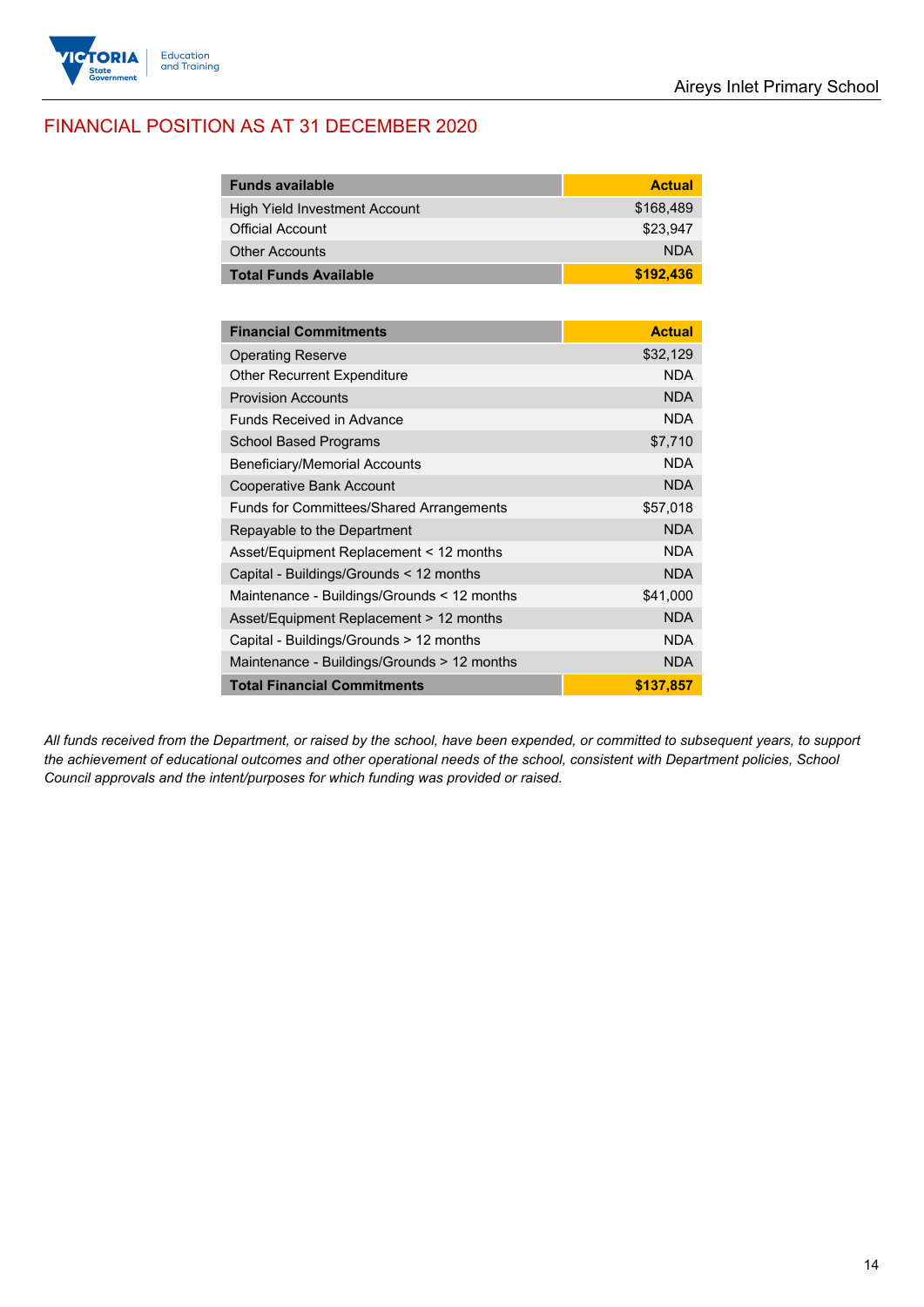## FINANCIAL POSITION AS AT 31 DECEMBER 2020

| Funds available | Actual |
|---|---|
| High Yield Investment Account | $168,489 |
| Official Account | $23,947 |
| Other Accounts | NDA |
| **Total Funds Available** | **$192,436** |

| Financial Commitments | Actual |
|---|---|
| Operating Reserve | $32,129 |
| Other Recurrent Expenditure | NDA |
| Provision Accounts | NDA |
| Funds Received in Advance | NDA |
| School Based Programs | $7,710 |
| Beneficiary/Memorial Accounts | NDA |
| Cooperative Bank Account | NDA |
| Funds for Committees/Shared Arrangements | $57,018 |
| Repayable to the Department | NDA |
| Asset/Equipment Replacement < 12 months | NDA |
| Capital - Buildings/Grounds < 12 months | NDA |
| Maintenance - Buildings/Grounds < 12 months | $41,000 |
| Asset/Equipment Replacement > 12 months | NDA |
| Capital - Buildings/Grounds > 12 months | NDA |
| Maintenance - Buildings/Grounds > 12 months | NDA |
| **Total Financial Commitments** | **$137,857** |

*All funds received from the Department, or raised by the school, have been expended, or committed to subsequent years, to support the achievement of educational outcomes and other operational needs of the school, consistent with Department policies, School Council approvals and the intent/purposes for which funding was provided or raised.*